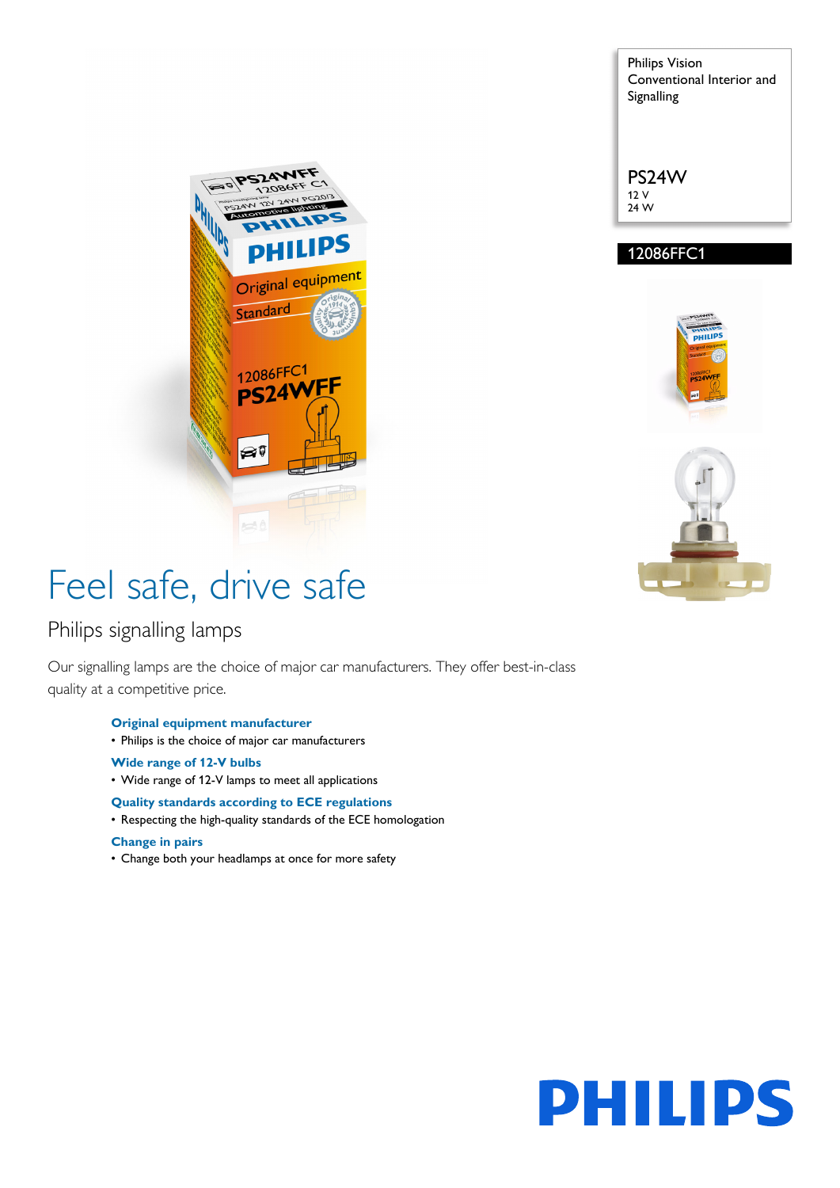Philips Vision Conventional Interior and Signalling

**PS24W**

12 V

24 W

**12086FFC1**

# Feel safe, drive safe

## Philips signalling lamps

Our signalling lamps are the choice of major car manufacturers. They offer best-in-class quality at a competitive price.

**Original equipment manufacturer**

- Philips is the choice of major car manufacturers

**Wide range of 12-V bulbs**

- Wide range of 12-V lamps to meet all applications

**Quality standards according to ECE regulations**

- Respecting the high-quality standards of the ECE homologation

**Change in pairs**

- Change both your headlamps at once for more safety

PHILIPS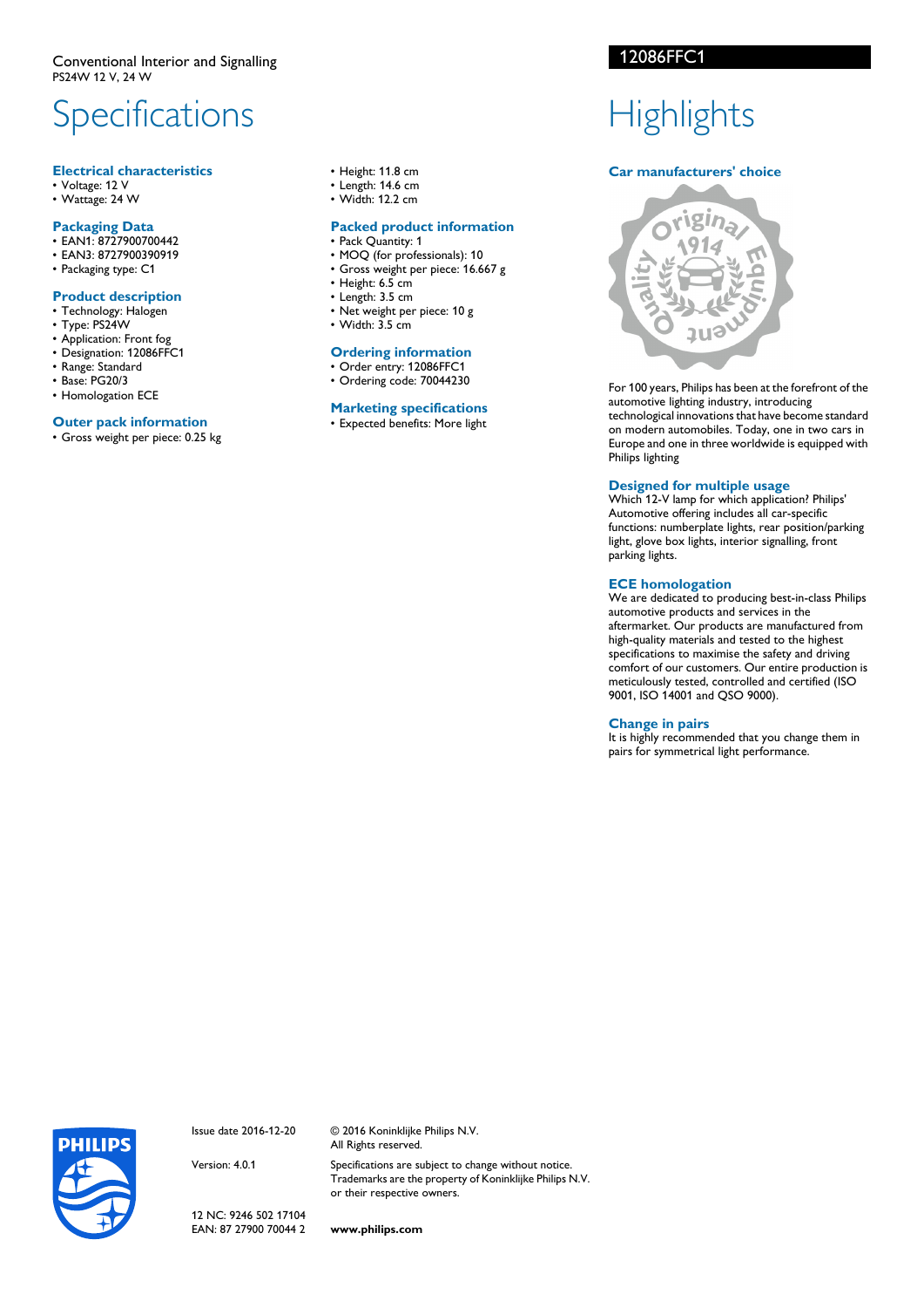Conventional Interior and Signalling
PS24W 12 V, 24 W

12086FFC1

# Specifications

### Electrical characteristics
- Voltage: 12 V
- Wattage: 24 W

### Packaging Data
- EAN1: 8727900700442
- EAN3: 8727900390919
- Packaging type: C1

### Product description
- Technology: Halogen
- Type: PS24W
- Application: Front fog
- Designation: 12086FFC1
- Range: Standard
- Base: PG20/3
- Homologation ECE

### Outer pack information
- Gross weight per piece: 0.25 kg
- Height: 11.8 cm
- Length: 14.6 cm
- Width: 12.2 cm

### Packed product information
- Pack Quantity: 1
- MOQ (for professionals): 10
- Gross weight per piece: 16.667 g
- Height: 6.5 cm
- Length: 3.5 cm
- Net weight per piece: 10 g
- Width: 3.5 cm

### Ordering information
- Order entry: 12086FFC1
- Ordering code: 70044230

### Marketing specifications
- Expected benefits: More light

# Highlights

### Car manufacturers' choice

For 100 years, Philips has been at the forefront of the automotive lighting industry, introducing technological innovations that have become standard on modern automobiles. Today, one in two cars in Europe and one in three worldwide is equipped with Philips lighting

### Designed for multiple usage

Which 12-V lamp for which application? Philips' Automotive offering includes all car-specific functions: numberplate lights, rear position/parking light, glove box lights, interior signalling, front parking lights.

### ECE homologation

We are dedicated to producing best-in-class Philips automotive products and services in the aftermarket. Our products are manufactured from high-quality materials and tested to the highest specifications to maximise the safety and driving comfort of our customers. Our entire production is meticulously tested, controlled and certified (ISO 9001, ISO 14001 and QSO 9000).

### Change in pairs

It is highly recommended that you change them in pairs for symmetrical light performance.

Issue date 2016-12-20

Version: 4.0.1

12 NC: 9246 502 17104
EAN: 87 27900 70044 2

© 2016 Koninklijke Philips N.V.
All Rights reserved.

Specifications are subject to change without notice. Trademarks are the property of Koninklijke Philips N.V. or their respective owners.

**www.philips.com**